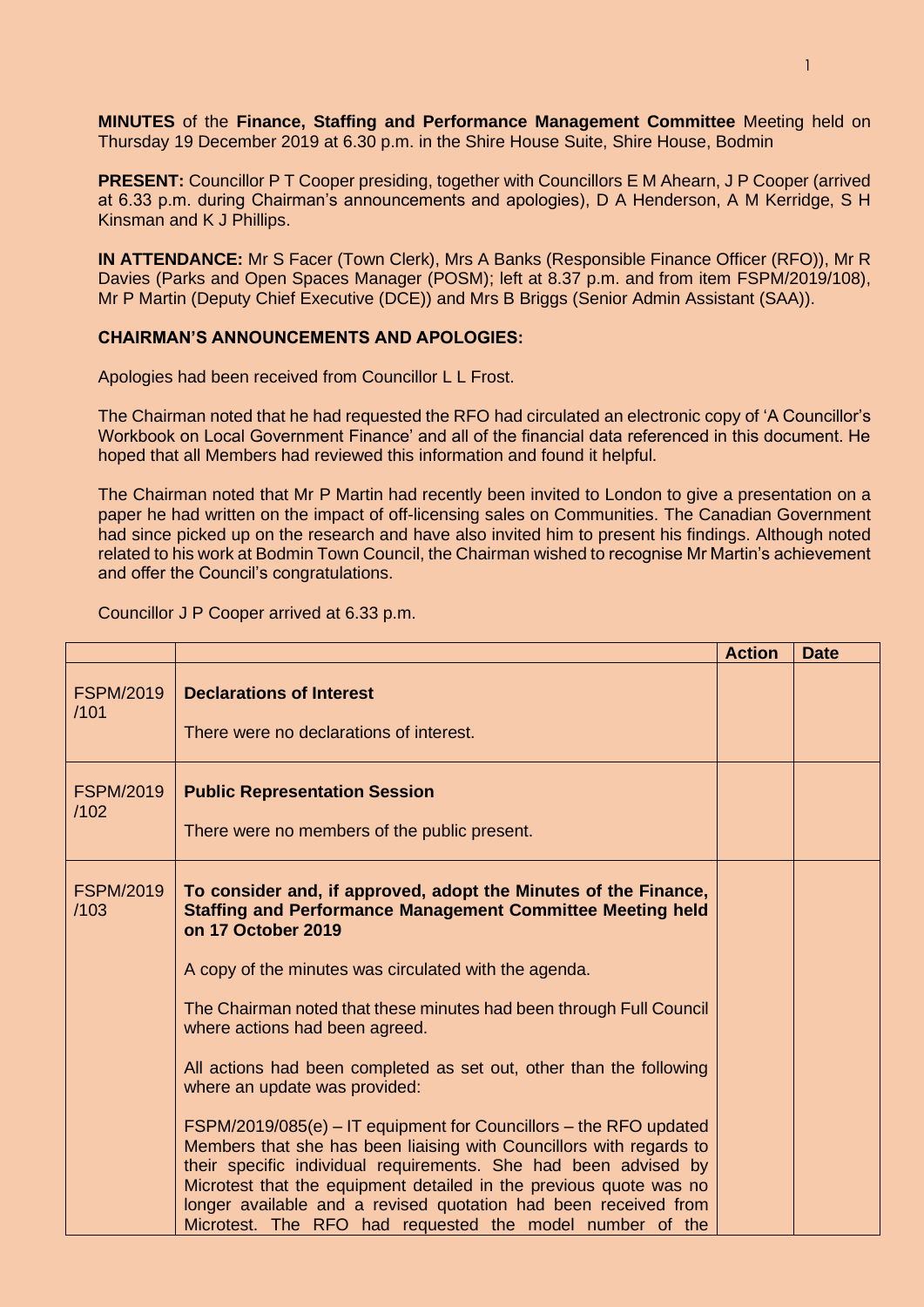**MINUTES** of the **Finance, Staffing and Performance Management Committee** Meeting held on Thursday 19 December 2019 at 6.30 p.m. in the Shire House Suite, Shire House, Bodmin

**PRESENT:** Councillor P T Cooper presiding, together with Councillors E M Ahearn, J P Cooper (arrived at 6.33 p.m. during Chairman's announcements and apologies), D A Henderson, A M Kerridge, S H Kinsman and K J Phillips.

**IN ATTENDANCE:** Mr S Facer (Town Clerk), Mrs A Banks (Responsible Finance Officer (RFO)), Mr R Davies (Parks and Open Spaces Manager (POSM); left at 8.37 p.m. and from item FSPM/2019/108), Mr P Martin (Deputy Chief Executive (DCE)) and Mrs B Briggs (Senior Admin Assistant (SAA)).

**CHAIRMAN'S ANNOUNCEMENTS AND APOLOGIES:**

Apologies had been received from Councillor L L Frost.

The Chairman noted that he had requested the RFO had circulated an electronic copy of 'A Councillor's Workbook on Local Government Finance' and all of the financial data referenced in this document. He hoped that all Members had reviewed this information and found it helpful.

The Chairman noted that Mr P Martin had recently been invited to London to give a presentation on a paper he had written on the impact of off-licensing sales on Communities. The Canadian Government had since picked up on the research and have also invited him to present his findings. Although noted related to his work at Bodmin Town Council, the Chairman wished to recognise Mr Martin's achievement and offer the Council's congratulations.

Councillor J P Cooper arrived at 6.33 p.m.

| | | Action | Date |
|---|---|---|---|
| FSPM/2019/101 | **Declarations of Interest**<br><br>There were no declarations of interest. | | |
| FSPM/2019/102 | **Public Representation Session**<br><br>There were no members of the public present. | | |
| FSPM/2019/103 | **To consider and, if approved, adopt the Minutes of the Finance, Staffing and Performance Management Committee Meeting held on 17 October 2019**<br><br>A copy of the minutes was circulated with the agenda.<br><br>The Chairman noted that these minutes had been through Full Council where actions had been agreed.<br><br>All actions had been completed as set out, other than the following where an update was provided:<br><br>FSPM/2019/085(e) – IT equipment for Councillors – the RFO updated Members that she has been liaising with Councillors with regards to their specific individual requirements. She had been advised by Microtest that the equipment detailed in the previous quote was no longer available and a revised quotation had been received from Microtest. The RFO had requested the model number of the | | |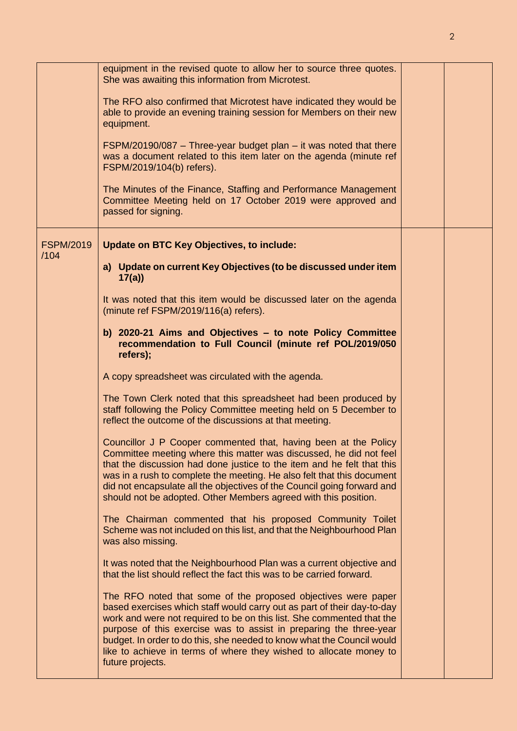| | | | |
|---|---|---|---|
| | equipment in the revised quote to allow her to source three quotes. She was awaiting this information from Microtest.<br><br>The RFO also confirmed that Microtest have indicated they would be able to provide an evening training session for Members on their new equipment.<br><br>FSPM/20190/087 – Three-year budget plan – it was noted that there was a document related to this item later on the agenda (minute ref FSPM/2019/104(b) refers).<br><br>The Minutes of the Finance, Staffing and Performance Management Committee Meeting held on 17 October 2019 were approved and passed for signing. | | |
| FSPM/2019/104 | **Update on BTC Key Objectives, to include:**<br><br>**a) Update on current Key Objectives (to be discussed under item 17(a))**<br><br>It was noted that this item would be discussed later on the agenda (minute ref FSPM/2019/116(a) refers).<br><br>**b) 2020-21 Aims and Objectives – to note Policy Committee recommendation to Full Council (minute ref POL/2019/050 refers);**<br><br>A copy spreadsheet was circulated with the agenda.<br><br>The Town Clerk noted that this spreadsheet had been produced by staff following the Policy Committee meeting held on 5 December to reflect the outcome of the discussions at that meeting.<br><br>Councillor J P Cooper commented that, having been at the Policy Committee meeting where this matter was discussed, he did not feel that the discussion had done justice to the item and he felt that this was in a rush to complete the meeting. He also felt that this document did not encapsulate all the objectives of the Council going forward and should not be adopted. Other Members agreed with this position.<br><br>The Chairman commented that his proposed Community Toilet Scheme was not included on this list, and that the Neighbourhood Plan was also missing.<br><br>It was noted that the Neighbourhood Plan was a current objective and that the list should reflect the fact this was to be carried forward.<br><br>The RFO noted that some of the proposed objectives were paper based exercises which staff would carry out as part of their day-to-day work and were not required to be on this list. She commented that the purpose of this exercise was to assist in preparing the three-year budget. In order to do this, she needed to know what the Council would like to achieve in terms of where they wished to allocate money to future projects. | | |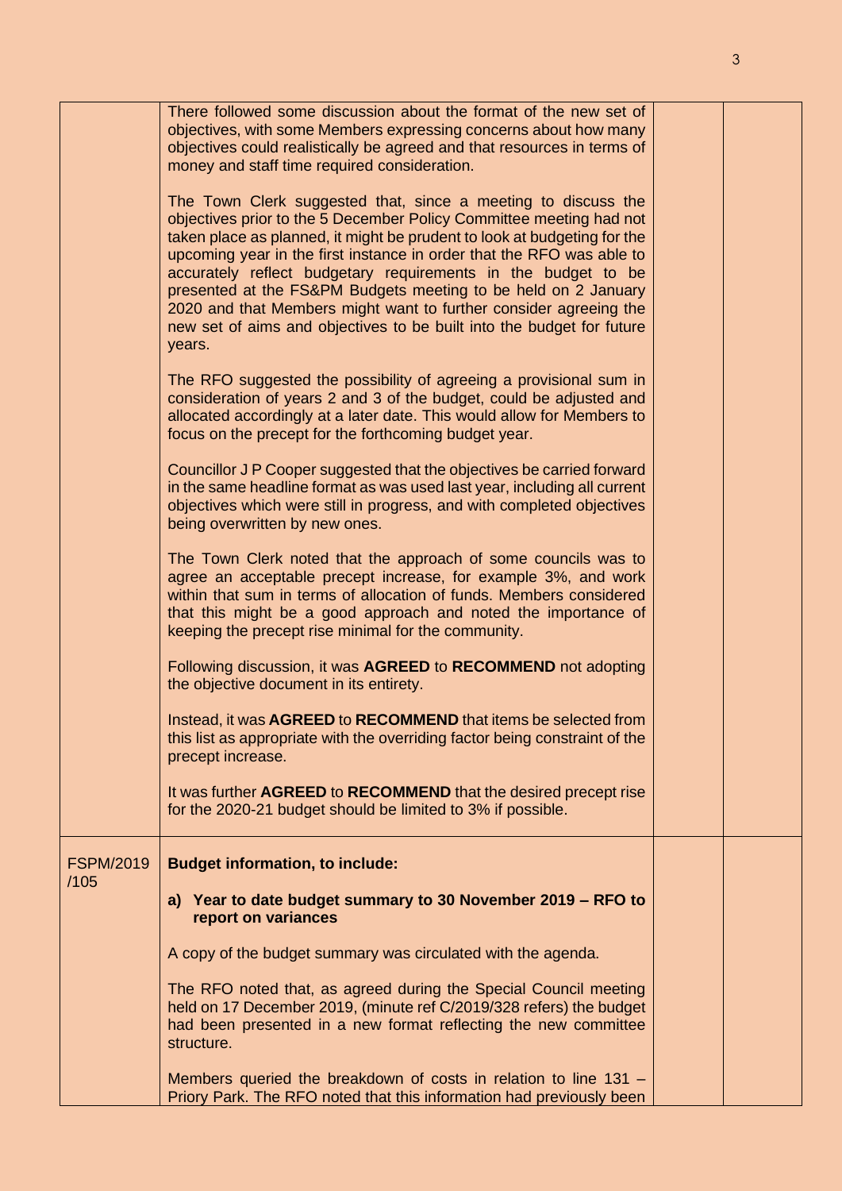| | | | |
|---|---|---|---|
| | There followed some discussion about the format of the new set of objectives, with some Members expressing concerns about how many objectives could realistically be agreed and that resources in terms of money and staff time required consideration.<br><br>The Town Clerk suggested that, since a meeting to discuss the objectives prior to the 5 December Policy Committee meeting had not taken place as planned, it might be prudent to look at budgeting for the upcoming year in the first instance in order that the RFO was able to accurately reflect budgetary requirements in the budget to be presented at the FS&PM Budgets meeting to be held on 2 January 2020 and that Members might want to further consider agreeing the new set of aims and objectives to be built into the budget for future years.<br><br>The RFO suggested the possibility of agreeing a provisional sum in consideration of years 2 and 3 of the budget, could be adjusted and allocated accordingly at a later date. This would allow for Members to focus on the precept for the forthcoming budget year.<br><br>Councillor J P Cooper suggested that the objectives be carried forward in the same headline format as was used last year, including all current objectives which were still in progress, and with completed objectives being overwritten by new ones.<br><br>The Town Clerk noted that the approach of some councils was to agree an acceptable precept increase, for example 3%, and work within that sum in terms of allocation of funds. Members considered that this might be a good approach and noted the importance of keeping the precept rise minimal for the community.<br><br>Following discussion, it was **AGREED** to **RECOMMEND** not adopting the objective document in its entirety.<br><br>Instead, it was **AGREED** to **RECOMMEND** that items be selected from this list as appropriate with the overriding factor being constraint of the precept increase.<br><br>It was further **AGREED** to **RECOMMEND** that the desired precept rise for the 2020-21 budget should be limited to 3% if possible. | | |
| FSPM/2019/105 | **Budget information, to include:**<br><br>**a) Year to date budget summary to 30 November 2019 – RFO to report on variances**<br><br>A copy of the budget summary was circulated with the agenda.<br><br>The RFO noted that, as agreed during the Special Council meeting held on 17 December 2019, (minute ref C/2019/328 refers) the budget had been presented in a new format reflecting the new committee structure.<br><br>Members queried the breakdown of costs in relation to line 131 – Priory Park. The RFO noted that this information had previously been | | |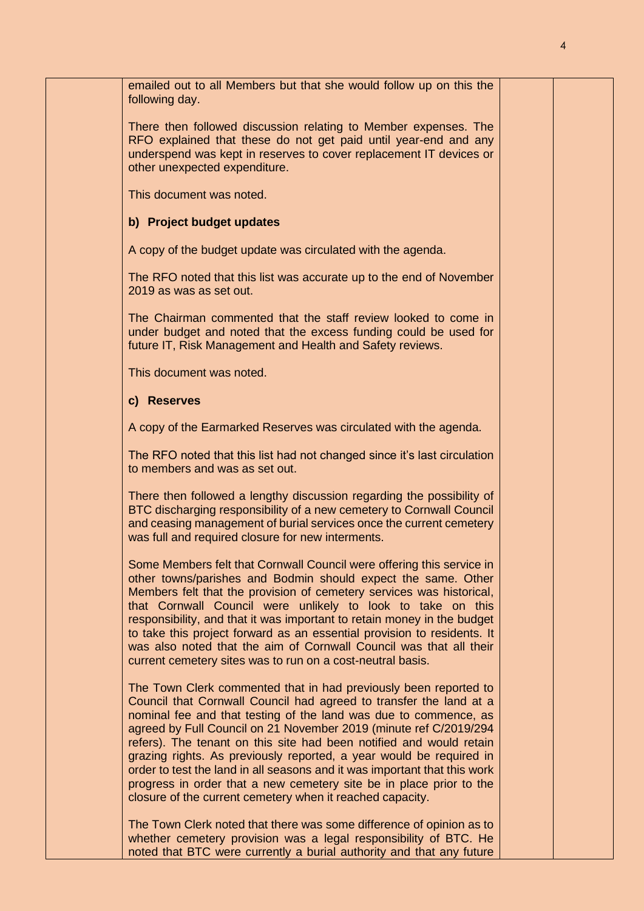emailed out to all Members but that she would follow up on this the following day.

There then followed discussion relating to Member expenses. The RFO explained that these do not get paid until year-end and any underspend was kept in reserves to cover replacement IT devices or other unexpected expenditure.

This document was noted.

**b) Project budget updates**

A copy of the budget update was circulated with the agenda.

The RFO noted that this list was accurate up to the end of November 2019 as was as set out.

The Chairman commented that the staff review looked to come in under budget and noted that the excess funding could be used for future IT, Risk Management and Health and Safety reviews.

This document was noted.

**c) Reserves**

A copy of the Earmarked Reserves was circulated with the agenda.

The RFO noted that this list had not changed since it's last circulation to members and was as set out.

There then followed a lengthy discussion regarding the possibility of BTC discharging responsibility of a new cemetery to Cornwall Council and ceasing management of burial services once the current cemetery was full and required closure for new interments.

Some Members felt that Cornwall Council were offering this service in other towns/parishes and Bodmin should expect the same. Other Members felt that the provision of cemetery services was historical, that Cornwall Council were unlikely to look to take on this responsibility, and that it was important to retain money in the budget to take this project forward as an essential provision to residents. It was also noted that the aim of Cornwall Council was that all their current cemetery sites was to run on a cost-neutral basis.

The Town Clerk commented that in had previously been reported to Council that Cornwall Council had agreed to transfer the land at a nominal fee and that testing of the land was due to commence, as agreed by Full Council on 21 November 2019 (minute ref C/2019/294 refers). The tenant on this site had been notified and would retain grazing rights. As previously reported, a year would be required in order to test the land in all seasons and it was important that this work progress in order that a new cemetery site be in place prior to the closure of the current cemetery when it reached capacity.

The Town Clerk noted that there was some difference of opinion as to whether cemetery provision was a legal responsibility of BTC. He noted that BTC were currently a burial authority and that any future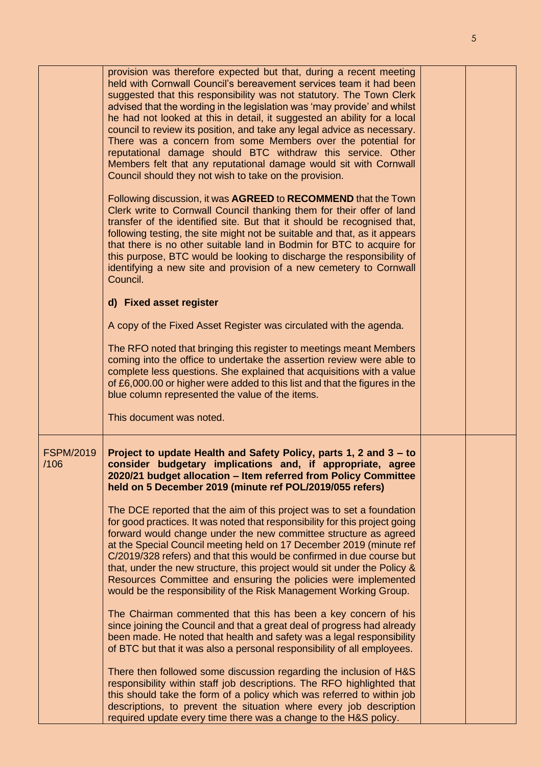| | | | |
|---|---|---|---|
| | provision was therefore expected but that, during a recent meeting held with Cornwall Council's bereavement services team it had been suggested that this responsibility was not statutory. The Town Clerk advised that the wording in the legislation was 'may provide' and whilst he had not looked at this in detail, it suggested an ability for a local council to review its position, and take any legal advice as necessary. There was a concern from some Members over the potential for reputational damage should BTC withdraw this service. Other Members felt that any reputational damage would sit with Cornwall Council should they not wish to take on the provision.<br><br>Following discussion, it was **AGREED** to **RECOMMEND** that the Town Clerk write to Cornwall Council thanking them for their offer of land transfer of the identified site. But that it should be recognised that, following testing, the site might not be suitable and that, as it appears that there is no other suitable land in Bodmin for BTC to acquire for this purpose, BTC would be looking to discharge the responsibility of identifying a new site and provision of a new cemetery to Cornwall Council.<br><br>**d) Fixed asset register**<br><br>A copy of the Fixed Asset Register was circulated with the agenda.<br><br>The RFO noted that bringing this register to meetings meant Members coming into the office to undertake the assertion review were able to complete less questions. She explained that acquisitions with a value of £6,000.00 or higher were added to this list and that the figures in the blue column represented the value of the items.<br><br>This document was noted. | | |
| FSPM/2019/106 | **Project to update Health and Safety Policy, parts 1, 2 and 3 – to consider budgetary implications and, if appropriate, agree 2020/21 budget allocation – Item referred from Policy Committee held on 5 December 2019 (minute ref POL/2019/055 refers)**<br><br>The DCE reported that the aim of this project was to set a foundation for good practices. It was noted that responsibility for this project going forward would change under the new committee structure as agreed at the Special Council meeting held on 17 December 2019 (minute ref C/2019/328 refers) and that this would be confirmed in due course but that, under the new structure, this project would sit under the Policy & Resources Committee and ensuring the policies were implemented would be the responsibility of the Risk Management Working Group.<br><br>The Chairman commented that this has been a key concern of his since joining the Council and that a great deal of progress had already been made. He noted that health and safety was a legal responsibility of BTC but that it was also a personal responsibility of all employees.<br><br>There then followed some discussion regarding the inclusion of H&S responsibility within staff job descriptions. The RFO highlighted that this should take the form of a policy which was referred to within job descriptions, to prevent the situation where every job description required update every time there was a change to the H&S policy. | | |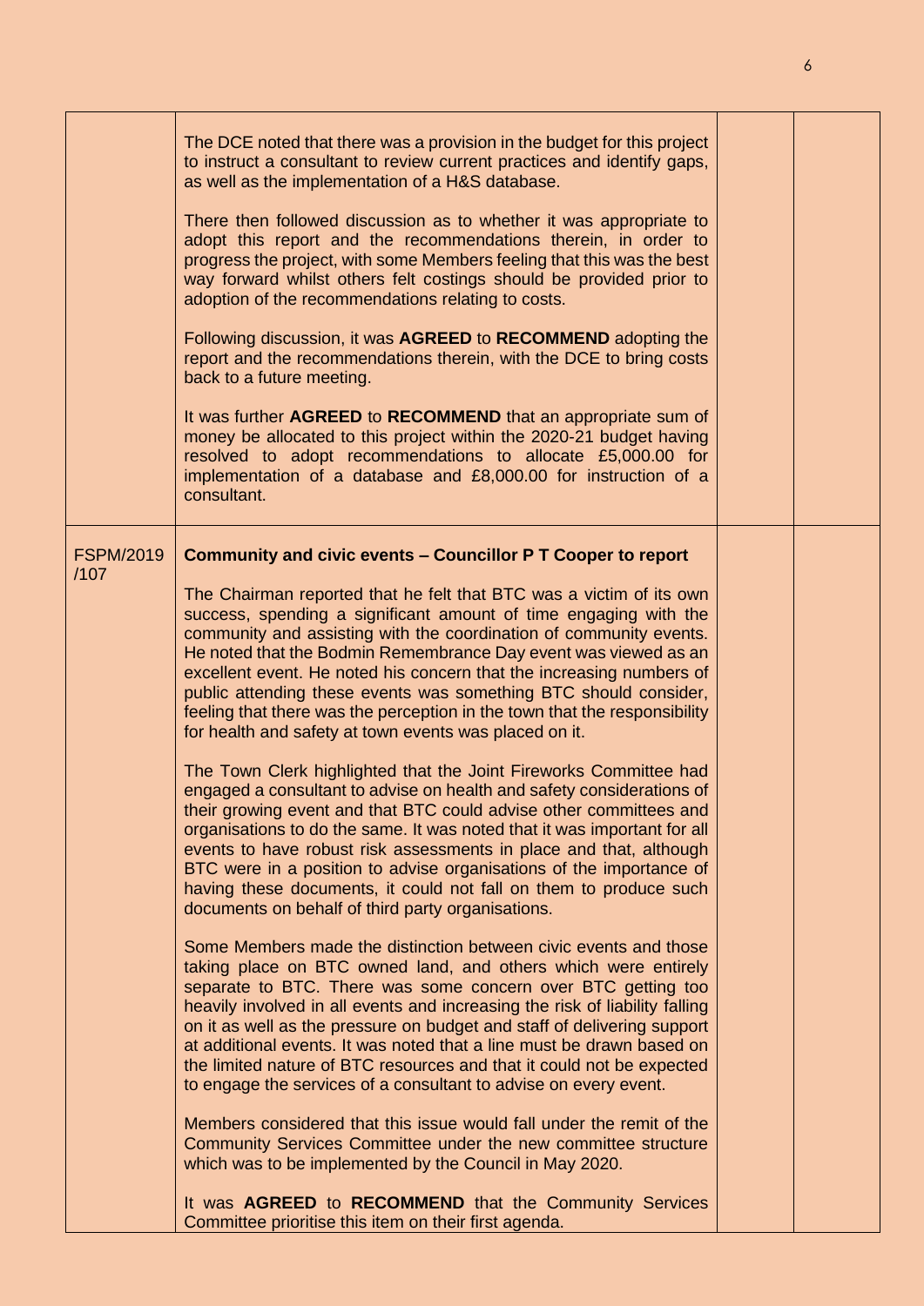| | | | |
|---|---|---|---|
| | The DCE noted that there was a provision in the budget for this project to instruct a consultant to review current practices and identify gaps, as well as the implementation of a H&S database.<br><br>There then followed discussion as to whether it was appropriate to adopt this report and the recommendations therein, in order to progress the project, with some Members feeling that this was the best way forward whilst others felt costings should be provided prior to adoption of the recommendations relating to costs.<br><br>Following discussion, it was **AGREED** to **RECOMMEND** adopting the report and the recommendations therein, with the DCE to bring costs back to a future meeting.<br><br>It was further **AGREED** to **RECOMMEND** that an appropriate sum of money be allocated to this project within the 2020-21 budget having resolved to adopt recommendations to allocate £5,000.00 for implementation of a database and £8,000.00 for instruction of a consultant. | | |
| FSPM/2019 /107 | **Community and civic events – Councillor P T Cooper to report**<br><br>The Chairman reported that he felt that BTC was a victim of its own success, spending a significant amount of time engaging with the community and assisting with the coordination of community events. He noted that the Bodmin Remembrance Day event was viewed as an excellent event. He noted his concern that the increasing numbers of public attending these events was something BTC should consider, feeling that there was the perception in the town that the responsibility for health and safety at town events was placed on it.<br><br>The Town Clerk highlighted that the Joint Fireworks Committee had engaged a consultant to advise on health and safety considerations of their growing event and that BTC could advise other committees and organisations to do the same. It was noted that it was important for all events to have robust risk assessments in place and that, although BTC were in a position to advise organisations of the importance of having these documents, it could not fall on them to produce such documents on behalf of third party organisations.<br><br>Some Members made the distinction between civic events and those taking place on BTC owned land, and others which were entirely separate to BTC. There was some concern over BTC getting too heavily involved in all events and increasing the risk of liability falling on it as well as the pressure on budget and staff of delivering support at additional events. It was noted that a line must be drawn based on the limited nature of BTC resources and that it could not be expected to engage the services of a consultant to advise on every event.<br><br>Members considered that this issue would fall under the remit of the Community Services Committee under the new committee structure which was to be implemented by the Council in May 2020.<br><br>It was **AGREED** to **RECOMMEND** that the Community Services Committee prioritise this item on their first agenda. | | |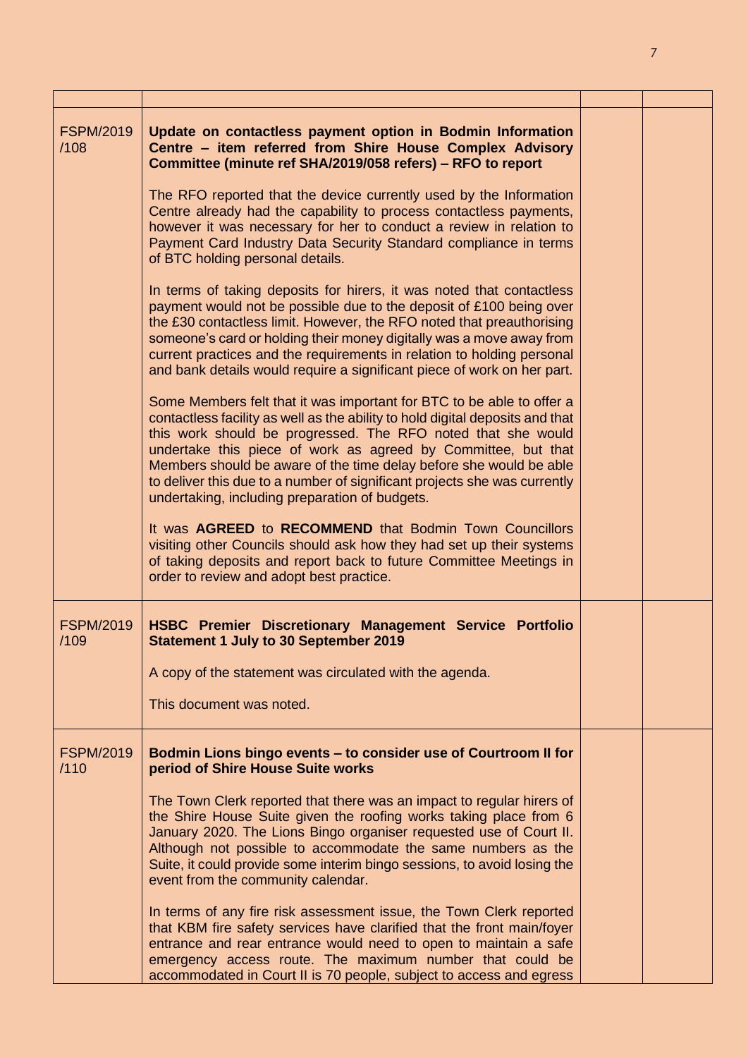| | | | |
|---|---|---|---|
| FSPM/2019 /108 | **Update on contactless payment option in Bodmin Information Centre – item referred from Shire House Complex Advisory Committee (minute ref SHA/2019/058 refers) – RFO to report**<br><br>The RFO reported that the device currently used by the Information Centre already had the capability to process contactless payments, however it was necessary for her to conduct a review in relation to Payment Card Industry Data Security Standard compliance in terms of BTC holding personal details.<br><br>In terms of taking deposits for hirers, it was noted that contactless payment would not be possible due to the deposit of £100 being over the £30 contactless limit. However, the RFO noted that preauthorising someone's card or holding their money digitally was a move away from current practices and the requirements in relation to holding personal and bank details would require a significant piece of work on her part.<br><br>Some Members felt that it was important for BTC to be able to offer a contactless facility as well as the ability to hold digital deposits and that this work should be progressed. The RFO noted that she would undertake this piece of work as agreed by Committee, but that Members should be aware of the time delay before she would be able to deliver this due to a number of significant projects she was currently undertaking, including preparation of budgets.<br><br>It was **AGREED** to **RECOMMEND** that Bodmin Town Councillors visiting other Councils should ask how they had set up their systems of taking deposits and report back to future Committee Meetings in order to review and adopt best practice. | | |
| FSPM/2019 /109 | **HSBC Premier Discretionary Management Service Portfolio Statement 1 July to 30 September 2019**<br><br>A copy of the statement was circulated with the agenda.<br><br>This document was noted. | | |
| FSPM/2019 /110 | **Bodmin Lions bingo events – to consider use of Courtroom II for period of Shire House Suite works**<br><br>The Town Clerk reported that there was an impact to regular hirers of the Shire House Suite given the roofing works taking place from 6 January 2020. The Lions Bingo organiser requested use of Court II. Although not possible to accommodate the same numbers as the Suite, it could provide some interim bingo sessions, to avoid losing the event from the community calendar.<br><br>In terms of any fire risk assessment issue, the Town Clerk reported that KBM fire safety services have clarified that the front main/foyer entrance and rear entrance would need to open to maintain a safe emergency access route. The maximum number that could be accommodated in Court II is 70 people, subject to access and egress | | |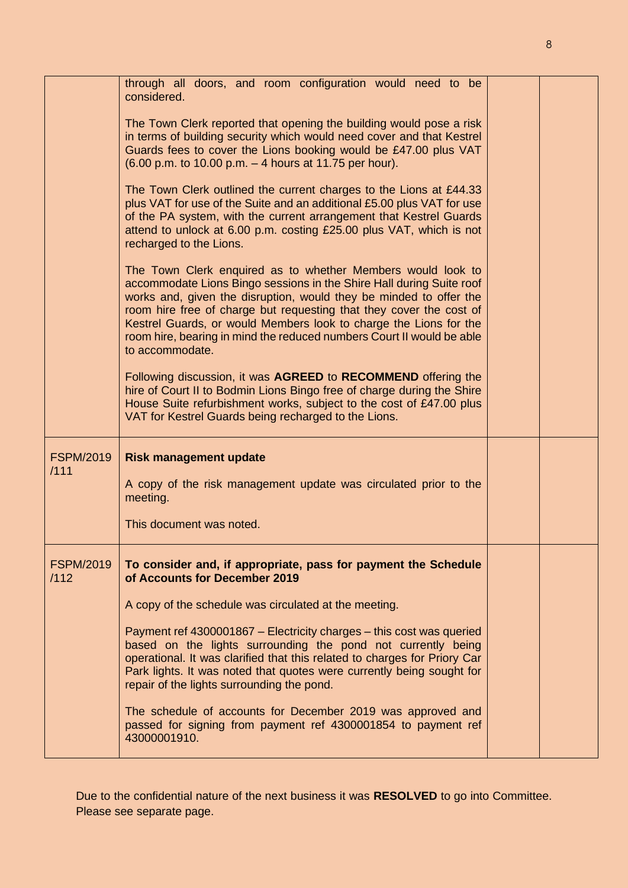| | | | |
|---|---|---|---|
| | through all doors, and room configuration would need to be considered.<br><br>The Town Clerk reported that opening the building would pose a risk in terms of building security which would need cover and that Kestrel Guards fees to cover the Lions booking would be £47.00 plus VAT (6.00 p.m. to 10.00 p.m. – 4 hours at 11.75 per hour).<br><br>The Town Clerk outlined the current charges to the Lions at £44.33 plus VAT for use of the Suite and an additional £5.00 plus VAT for use of the PA system, with the current arrangement that Kestrel Guards attend to unlock at 6.00 p.m. costing £25.00 plus VAT, which is not recharged to the Lions.<br><br>The Town Clerk enquired as to whether Members would look to accommodate Lions Bingo sessions in the Shire Hall during Suite roof works and, given the disruption, would they be minded to offer the room hire free of charge but requesting that they cover the cost of Kestrel Guards, or would Members look to charge the Lions for the room hire, bearing in mind the reduced numbers Court II would be able to accommodate.<br><br>Following discussion, it was **AGREED** to **RECOMMEND** offering the hire of Court II to Bodmin Lions Bingo free of charge during the Shire House Suite refurbishment works, subject to the cost of £47.00 plus VAT for Kestrel Guards being recharged to the Lions. | | |
| FSPM/2019 /111 | **Risk management update**<br><br>A copy of the risk management update was circulated prior to the meeting.<br><br>This document was noted. | | |
| FSPM/2019 /112 | **To consider and, if appropriate, pass for payment the Schedule of Accounts for December 2019**<br><br>A copy of the schedule was circulated at the meeting.<br><br>Payment ref 4300001867 – Electricity charges – this cost was queried based on the lights surrounding the pond not currently being operational. It was clarified that this related to charges for Priory Car Park lights. It was noted that quotes were currently being sought for repair of the lights surrounding the pond.<br><br>The schedule of accounts for December 2019 was approved and passed for signing from payment ref 4300001854 to payment ref 43000001910. | | |

Due to the confidential nature of the next business it was **RESOLVED** to go into Committee. Please see separate page.